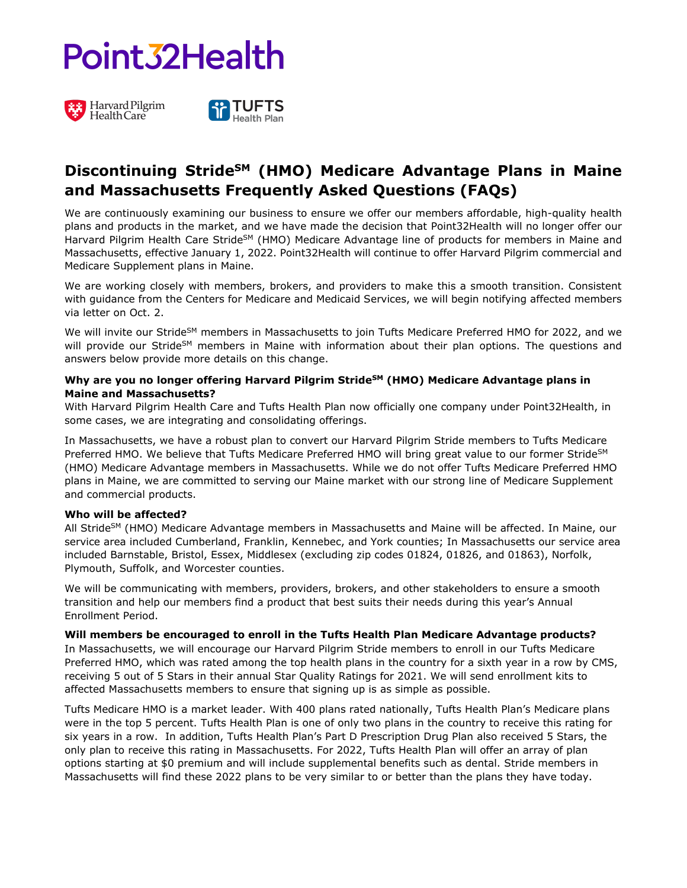Point32Health

Harvard Pilgrim Health Care

TUFTS Health Plan

# Discontinuing Stride℠ (HMO) Medicare Advantage Plans in Maine and Massachusetts Frequently Asked Questions (FAQs)

We are continuously examining our business to ensure we offer our members affordable, high-quality health plans and products in the market, and we have made the decision that Point32Health will no longer offer our Harvard Pilgrim Health Care Stride℠ (HMO) Medicare Advantage line of products for members in Maine and Massachusetts, effective January 1, 2022. Point32Health will continue to offer Harvard Pilgrim commercial and Medicare Supplement plans in Maine.

We are working closely with members, brokers, and providers to make this a smooth transition. Consistent with guidance from the Centers for Medicare and Medicaid Services, we will begin notifying affected members via letter on Oct. 2.

We will invite our Stride℠ members in Massachusetts to join Tufts Medicare Preferred HMO for 2022, and we will provide our Stride℠ members in Maine with information about their plan options. The questions and answers below provide more details on this change.

**Why are you no longer offering Harvard Pilgrim Stride℠ (HMO) Medicare Advantage plans in Maine and Massachusetts?**

With Harvard Pilgrim Health Care and Tufts Health Plan now officially one company under Point32Health, in some cases, we are integrating and consolidating offerings.

In Massachusetts, we have a robust plan to convert our Harvard Pilgrim Stride members to Tufts Medicare Preferred HMO. We believe that Tufts Medicare Preferred HMO will bring great value to our former Stride℠ (HMO) Medicare Advantage members in Massachusetts. While we do not offer Tufts Medicare Preferred HMO plans in Maine, we are committed to serving our Maine market with our strong line of Medicare Supplement and commercial products.

**Who will be affected?**

All Stride℠ (HMO) Medicare Advantage members in Massachusetts and Maine will be affected. In Maine, our service area included Cumberland, Franklin, Kennebec, and York counties; In Massachusetts our service area included Barnstable, Bristol, Essex, Middlesex (excluding zip codes 01824, 01826, and 01863), Norfolk, Plymouth, Suffolk, and Worcester counties.

We will be communicating with members, providers, brokers, and other stakeholders to ensure a smooth transition and help our members find a product that best suits their needs during this year's Annual Enrollment Period.

**Will members be encouraged to enroll in the Tufts Health Plan Medicare Advantage products?**

In Massachusetts, we will encourage our Harvard Pilgrim Stride members to enroll in our Tufts Medicare Preferred HMO, which was rated among the top health plans in the country for a sixth year in a row by CMS, receiving 5 out of 5 Stars in their annual Star Quality Ratings for 2021. We will send enrollment kits to affected Massachusetts members to ensure that signing up is as simple as possible.

Tufts Medicare HMO is a market leader. With 400 plans rated nationally, Tufts Health Plan's Medicare plans were in the top 5 percent. Tufts Health Plan is one of only two plans in the country to receive this rating for six years in a row. In addition, Tufts Health Plan's Part D Prescription Drug Plan also received 5 Stars, the only plan to receive this rating in Massachusetts. For 2022, Tufts Health Plan will offer an array of plan options starting at $0 premium and will include supplemental benefits such as dental. Stride members in Massachusetts will find these 2022 plans to be very similar to or better than the plans they have today.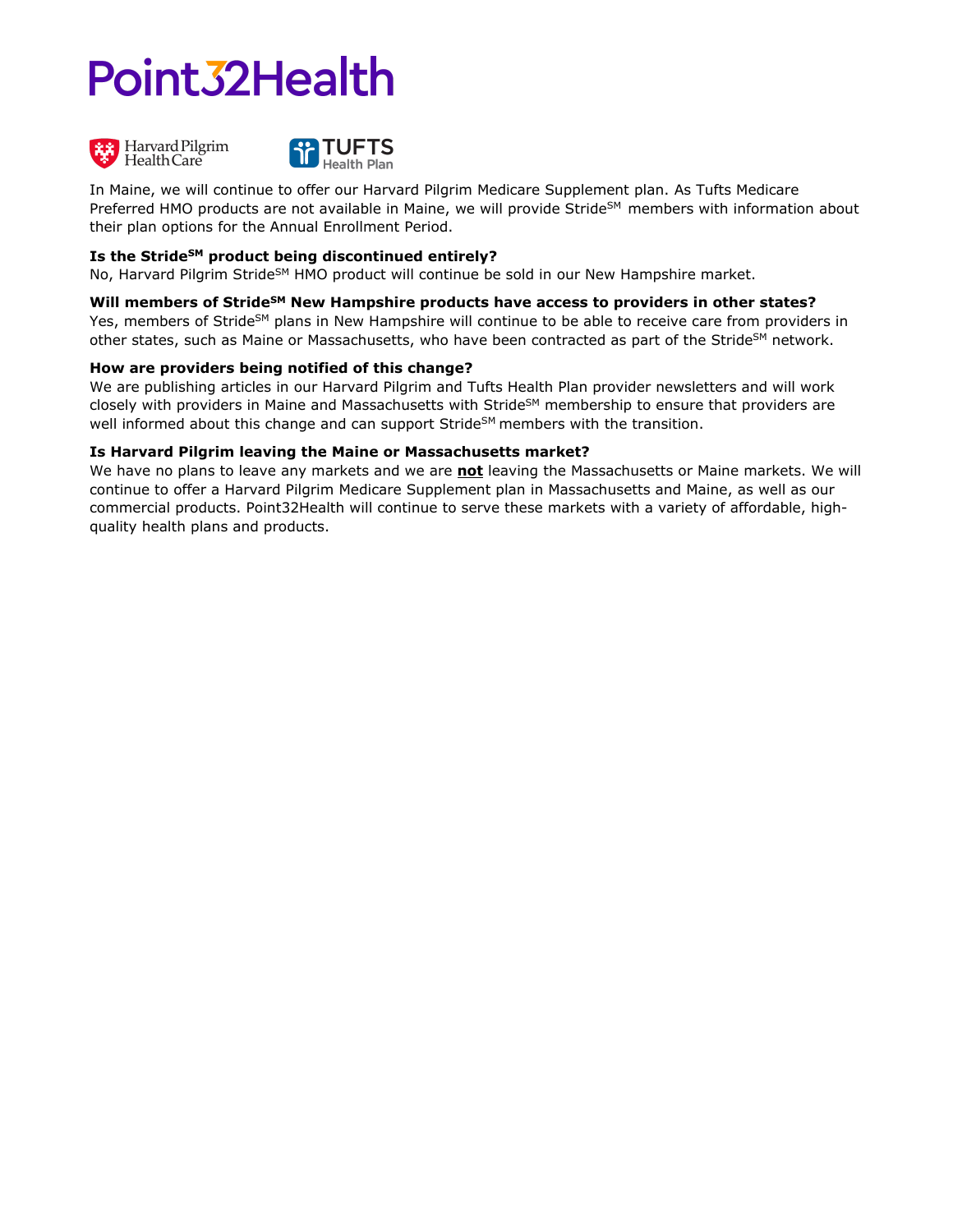In Maine, we will continue to offer our Harvard Pilgrim Medicare Supplement plan. As Tufts Medicare Preferred HMO products are not available in Maine, we will provide Stride[SM] members with information about their plan options for the Annual Enrollment Period.

**Is the Stride[SM] product being discontinued entirely?**
No, Harvard Pilgrim Stride[SM] HMO product will continue be sold in our New Hampshire market.

**Will members of Stride[SM] New Hampshire products have access to providers in other states?**
Yes, members of Stride[SM] plans in New Hampshire will continue to be able to receive care from providers in other states, such as Maine or Massachusetts, who have been contracted as part of the Stride[SM] network.

**How are providers being notified of this change?**
We are publishing articles in our Harvard Pilgrim and Tufts Health Plan provider newsletters and will work closely with providers in Maine and Massachusetts with Stride[SM] membership to ensure that providers are well informed about this change and can support Stride[SM] members with the transition.

**Is Harvard Pilgrim leaving the Maine or Massachusetts market?**
We have no plans to leave any markets and we are **not** leaving the Massachusetts or Maine markets. We will continue to offer a Harvard Pilgrim Medicare Supplement plan in Massachusetts and Maine, as well as our commercial products. Point32Health will continue to serve these markets with a variety of affordable, high-quality health plans and products.